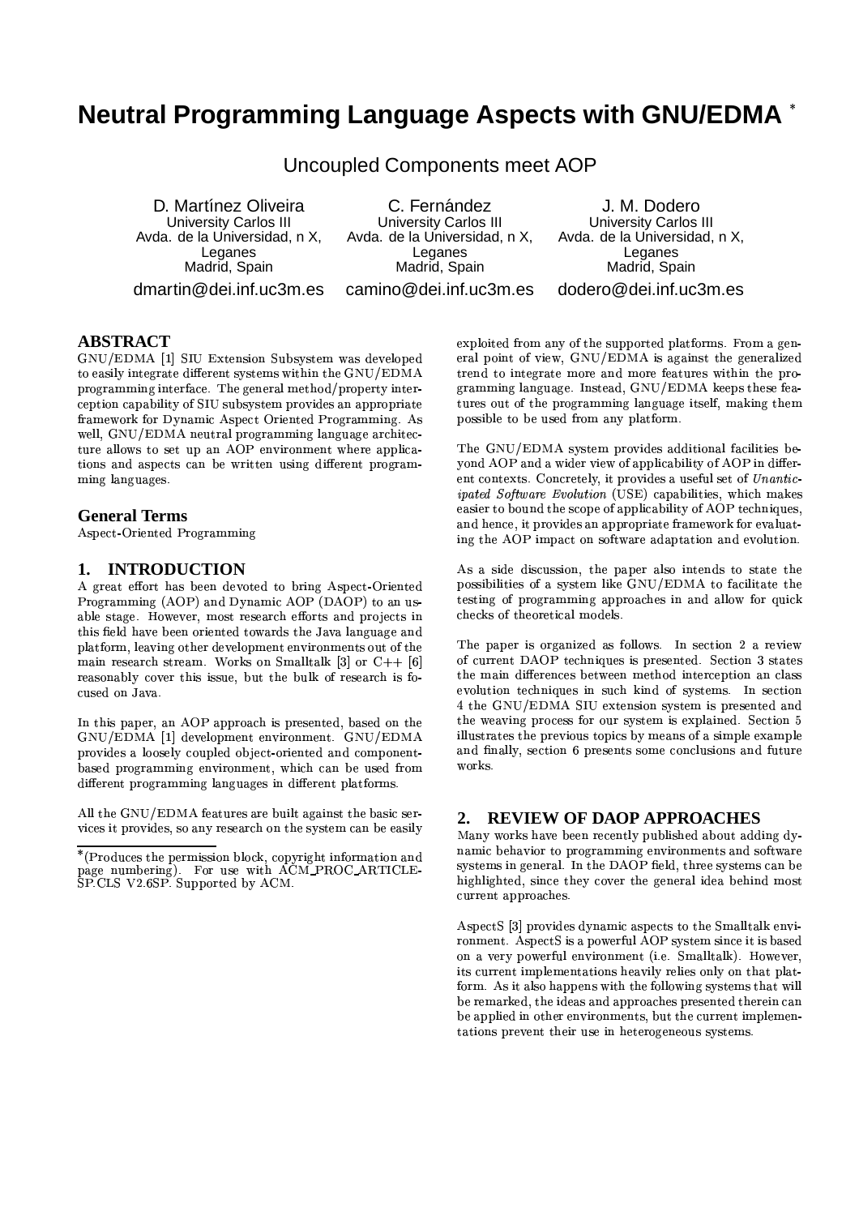# Neutral Programming Language Aspects with GNU/EDMA *

Uncoupled Components meet AOP

D. Martínez Oliveira
University Carlos III
Avda. de la Universidad, n X, Leganes
Madrid, Spain
dmartin@dei.inf.uc3m.es

C. Fernández
University Carlos III
Avda. de la Universidad, n X, Leganes
Madrid, Spain
camino@dei.inf.uc3m.es

J. M. Dodero
University Carlos III
Avda. de la Universidad, n X, Leganes
Madrid, Spain
dodero@dei.inf.uc3m.es

## ABSTRACT

GNU/EDMA [1] SIU Extension Subsystem was developed to easily integrate different systems within the GNU/EDMA programming interface. The general method/property interception capability of SIU subsystem provides an appropriate framework for Dynamic Aspect Oriented Programming. As well, GNU/EDMA neutral programming language architecture allows to set up an AOP environment where applications and aspects can be written using different programming languages.

## General Terms

Aspect-Oriented Programming

## 1. INTRODUCTION

A great effort has been devoted to bring Aspect-Oriented Programming (AOP) and Dynamic AOP (DAOP) to an usable stage. However, most research efforts and projects in this field have been oriented towards the Java language and platform, leaving other development environments out of the main research stream. Works on Smalltalk [3] or C++ [6] reasonably cover this issue, but the bulk of research is focused on Java.

In this paper, an AOP approach is presented, based on the GNU/EDMA [1] development environment. GNU/EDMA provides a loosely coupled object-oriented and component-based programming environment, which can be used from different programming languages in different platforms.

All the GNU/EDMA features are built against the basic services it provides, so any research on the system can be easily exploited from any of the supported platforms. From a general point of view, GNU/EDMA is against the generalized trend to integrate more and more features within the programming language. Instead, GNU/EDMA keeps these features out of the programming language itself, making them possible to be used from any platform.

The GNU/EDMA system provides additional facilities beyond AOP and a wider view of applicability of AOP in different contexts. Concretely, it provides a useful set of *Unanticipated Software Evolution* (USE) capabilities, which makes easier to bound the scope of applicability of AOP techniques, and hence, it provides an appropriate framework for evaluating the AOP impact on software adaptation and evolution.

As a side discussion, the paper also intends to state the possibilities of a system like GNU/EDMA to facilitate the testing of programming approaches in and allow for quick checks of theoretical models.

The paper is organized as follows. In section 2 a review of current DAOP techniques is presented. Section 3 states the main differences between method interception an class evolution techniques in such kind of systems. In section 4 the GNU/EDMA SIU extension system is presented and the weaving process for our system is explained. Section 5 illustrates the previous topics by means of a simple example and finally, section 6 presents some conclusions and future works.

## 2. REVIEW OF DAOP APPROACHES

Many works have been recently published about adding dynamic behavior to programming environments and software systems in general. In the DAOP field, three systems can be highlighted, since they cover the general idea behind most current approaches.

AspectS [3] provides dynamic aspects to the Smalltalk environment. AspectS is a powerful AOP system since it is based on a very powerful environment (i.e. Smalltalk). However, its current implementations heavily relies only on that platform. As it also happens with the following systems that will be remarked, the ideas and approaches presented therein can be applied in other environments, but the current implementations prevent their use in heterogeneous systems.

*(Produces the permission block, copyright information and page numbering). For use with ACM_PROC_ARTICLE-SP.CLS V2.6SP. Supported by ACM.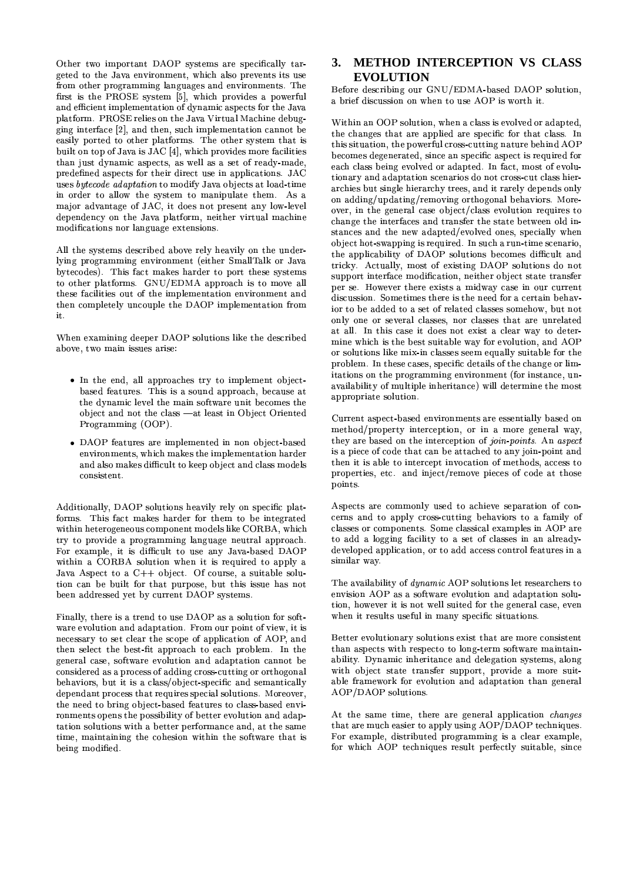Other two important DAOP systems are specifically targeted to the Java environment, which also prevents its use from other programming languages and environments. The first is the PROSE system [5], which provides a powerful and efficient implementation of dynamic aspects for the Java platform. PROSE relies on the Java Virtual Machine debugging interface [2], and then, such implementation cannot be easily ported to other platforms. The other system that is built on top of Java is JAC [4], which provides more facilities than just dynamic aspects, as well as a set of ready-made, predefined aspects for their direct use in applications. JAC uses *bytecode adaptation* to modify Java objects at load-time in order to allow the system to manipulate them. As a major advantage of JAC, it does not present any low-level dependency on the Java platform, neither virtual machine modifications nor language extensions.

All the systems described above rely heavily on the underlying programming environment (either SmallTalk or Java bytecodes). This fact makes harder to port these systems to other platforms. GNU/EDMA approach is to move all these facilities out of the implementation environment and then completely uncouple the DAOP implementation from it.

When examining deeper DAOP solutions like the described above, two main issues arise:

- In the end, all approaches try to implement object-based features. This is a sound approach, because at the dynamic level the main software unit becomes the object and not the class —at least in Object Oriented Programming (OOP).
- DAOP features are implemented in non object-based environments, which makes the implementation harder and also makes difficult to keep object and class models consistent.

Additionally, DAOP solutions heavily rely on specific platforms. This fact makes harder for them to be integrated within heterogeneous component models like CORBA, which try to provide a programming language neutral approach. For example, it is difficult to use any Java-based DAOP within a CORBA solution when it is required to apply a Java Aspect to a C++ object. Of course, a suitable solution can be built for that purpose, but this issue has not been addressed yet by current DAOP systems.

Finally, there is a trend to use DAOP as a solution for software evolution and adaptation. From our point of view, it is necessary to set clear the scope of application of AOP, and then select the best-fit approach to each problem. In the general case, software evolution and adaptation cannot be considered as a process of adding cross-cutting or orthogonal behaviors, but it is a class/object-specific and semantically dependant process that requires special solutions. Moreover, the need to bring object-based features to class-based environments opens the possibility of better evolution and adaptation solutions with a better performance and, at the same time, maintaining the cohesion within the software that is being modified.

## 3. METHOD INTERCEPTION VS CLASS EVOLUTION

Before describing our GNU/EDMA-based DAOP solution, a brief discussion on when to use AOP is worth it.

Within an OOP solution, when a class is evolved or adapted, the changes that are applied are specific for that class. In this situation, the powerful cross-cutting nature behind AOP becomes degenerated, since an specific aspect is required for each class being evolved or adapted. In fact, most of evolutionary and adaptation scenarios do not cross-cut class hierarchies but single hierarchy trees, and it rarely depends only on adding/updating/removing orthogonal behaviors. Moreover, in the general case object/class evolution requires to change the interfaces and transfer the state between old instances and the new adapted/evolved ones, specially when object hot-swapping is required. In such a run-time scenario, the applicability of DAOP solutions becomes difficult and tricky. Actually, most of existing DAOP solutions do not support interface modification, neither object state transfer per se. However there exists a midway case in our current discussion. Sometimes there is the need for a certain behavior to be added to a set of related classes somehow, but not only one or several classes, nor classes that are unrelated at all. In this case it does not exist a clear way to determine which is the best suitable way for evolution, and AOP or solutions like mix-in classes seem equally suitable for the problem. In these cases, specific details of the change or limitations on the programming environment (for instance, unavailability of multiple inheritance) will determine the most appropriate solution.

Current aspect-based environments are essentially based on method/property interception, or in a more general way, they are based on the interception of *join-points*. An *aspect* is a piece of code that can be attached to any join-point and then it is able to intercept invocation of methods, access to properties, etc. and inject/remove pieces of code at those points.

Aspects are commonly used to achieve separation of concerns and to apply cross-cutting behaviors to a family of classes or components. Some classical examples in AOP are to add a logging facility to a set of classes in an already-developed application, or to add access control features in a similar way.

The availability of *dynamic* AOP solutions let researchers to envision AOP as a software evolution and adaptation solution, however it is not well suited for the general case, even when it results useful in many specific situations.

Better evolutionary solutions exist that are more consistent than aspects with respecto to long-term software maintainability. Dynamic inheritance and delegation systems, along with object state transfer support, provide a more suitable framework for evolution and adaptation than general AOP/DAOP solutions.

At the same time, there are general application *changes* that are much easier to apply using AOP/DAOP techniques. For example, distributed programming is a clear example, for which AOP techniques result perfectly suitable, since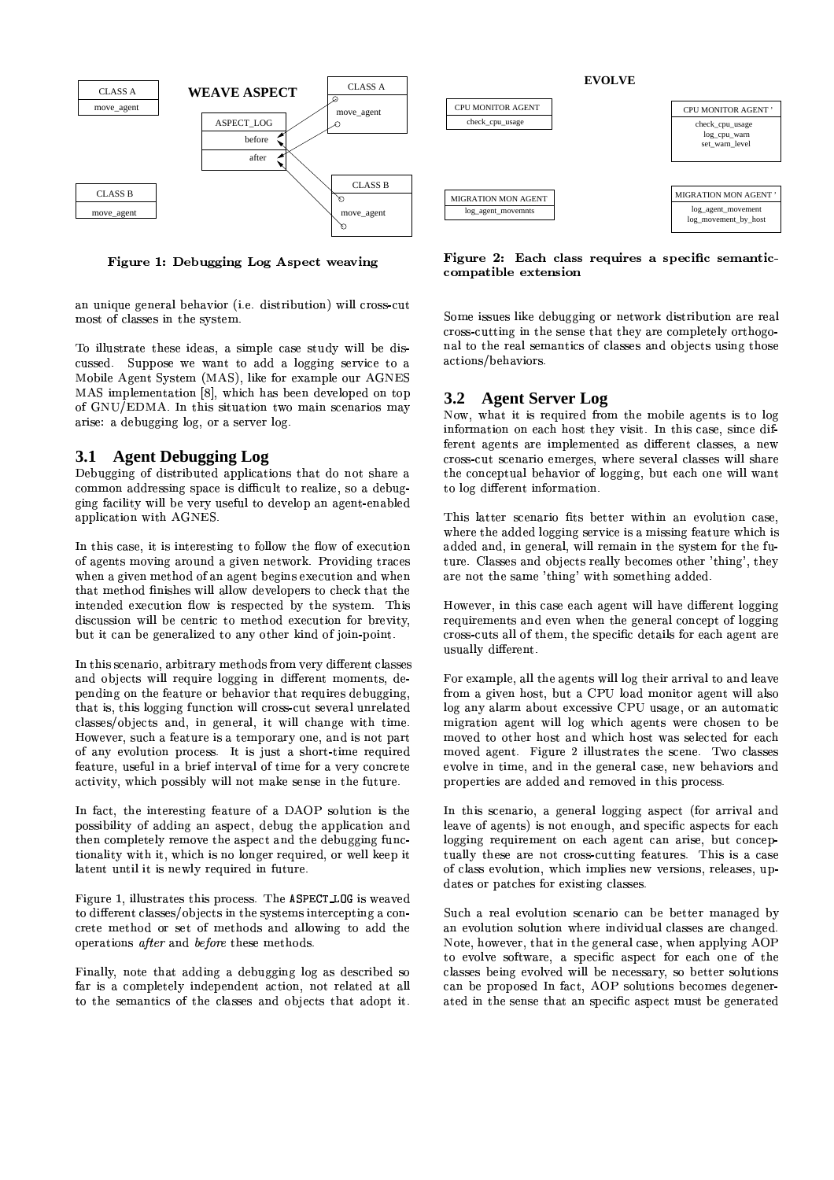Figure 1: Debugging Log Aspect weaving

an unique general behavior (i.e. distribution) will cross-cut most of classes in the system.

To illustrate these ideas, a simple case study will be discussed. Suppose we want to add a logging service to a Mobile Agent System (MAS), like for example our AGNES MAS implementation [8], which has been developed on top of GNU/EDMA. In this situation two main scenarios may arise: a debugging log, or a server log.

## 3.1 Agent Debugging Log

Debugging of distributed applications that do not share a common addressing space is difficult to realize, so a debugging facility will be very useful to develop an agent-enabled application with AGNES.

In this case, it is interesting to follow the flow of execution of agents moving around a given network. Providing traces when a given method of an agent begins execution and when that method finishes will allow developers to check that the intended execution flow is respected by the system. This discussion will be centric to method execution for brevity, but it can be generalized to any other kind of join-point.

In this scenario, arbitrary methods from very different classes and objects will require logging in different moments, depending on the feature or behavior that requires debugging, that is, this logging function will cross-cut several unrelated classes/objects and, in general, it will change with time. However, such a feature is a temporary one, and is not part of any evolution process. It is just a short-time required feature, useful in a brief interval of time for a very concrete activity, which possibly will not make sense in the future.

In fact, the interesting feature of a DAOP solution is the possibility of adding an aspect, debug the application and then completely remove the aspect and the debugging functionality with it, which is no longer required, or well keep it latent until it is newly required in future.

Figure 1, illustrates this process. The ASPECT_LOG is weaved to different classes/objects in the systems intercepting a concrete method or set of methods and allowing to add the operations *after* and *before* these methods.

Finally, note that adding a debugging log as described so far is a completely independent action, not related at all to the semantics of the classes and objects that adopt it.

Figure 2: Each class requires a specific semantic-compatible extension

Some issues like debugging or network distribution are real cross-cutting in the sense that they are completely orthogonal to the real semantics of classes and objects using those actions/behaviors.

## 3.2 Agent Server Log

Now, what it is required from the mobile agents is to log information on each host they visit. In this case, since different agents are implemented as different classes, a new cross-cut scenario emerges, where several classes will share the conceptual behavior of logging, but each one will want to log different information.

This latter scenario fits better within an evolution case, where the added logging service is a missing feature which is added and, in general, will remain in the system for the future. Classes and objects really becomes other 'thing', they are not the same 'thing' with something added.

However, in this case each agent will have different logging requirements and even when the general concept of logging cross-cuts all of them, the specific details for each agent are usually different.

For example, all the agents will log their arrival to and leave from a given host, but a CPU load monitor agent will also log any alarm about excessive CPU usage, or an automatic migration agent will log which agents were chosen to be moved to other host and which host was selected for each moved agent. Figure 2 illustrates the scene. Two classes evolve in time, and in the general case, new behaviors and properties are added and removed in this process.

In this scenario, a general logging aspect (for arrival and leave of agents) is not enough, and specific aspects for each logging requirement on each agent can arise, but conceptually these are not cross-cutting features. This is a case of class evolution, which implies new versions, releases, updates or patches for existing classes.

Such a real evolution scenario can be better managed by an evolution solution where individual classes are changed. Note, however, that in the general case, when applying AOP to evolve software, a specific aspect for each one of the classes being evolved will be necessary, so better solutions can be proposed In fact, AOP solutions becomes degenerated in the sense that an specific aspect must be generated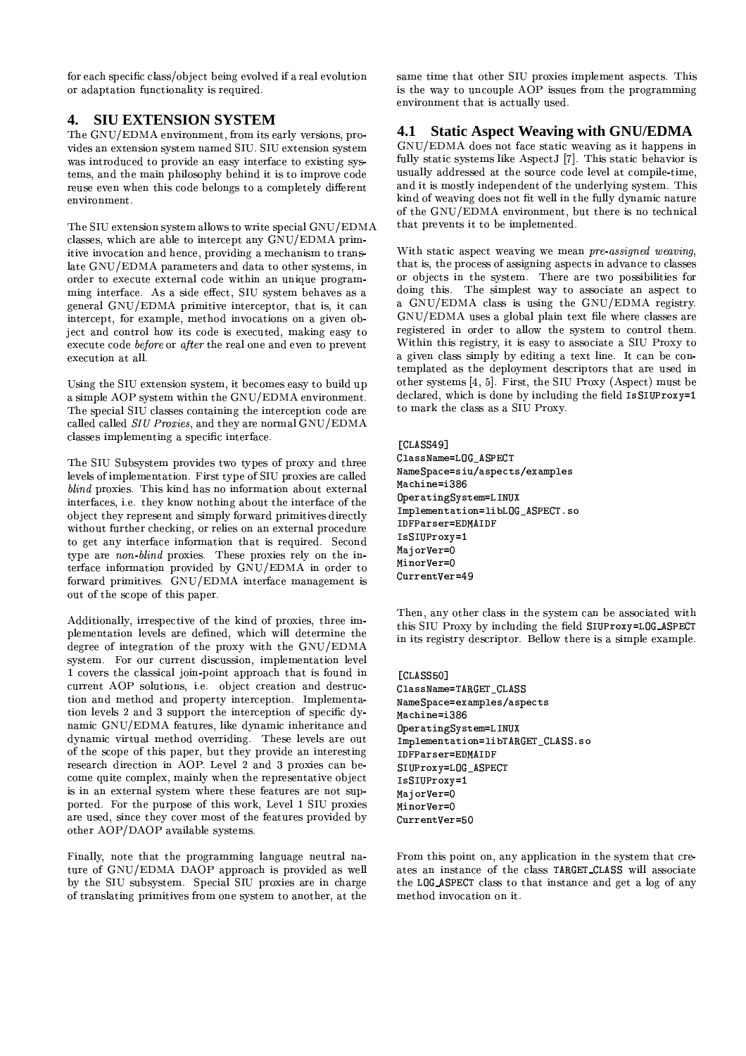for each specific class/object being evolved if a real evolution or adaptation functionality is required.

## 4. SIU EXTENSION SYSTEM

The GNU/EDMA environment, from its early versions, provides an extension system named SIU. SIU extension system was introduced to provide an easy interface to existing systems, and the main philosophy behind it is to improve code reuse even when this code belongs to a completely different environment.

The SIU extension system allows to write special GNU/EDMA classes, which are able to intercept any GNU/EDMA primitive invocation and hence, providing a mechanism to translate GNU/EDMA parameters and data to other systems, in order to execute external code within an unique programming interface. As a side effect, SIU system behaves as a general GNU/EDMA primitive interceptor, that is, it can intercept, for example, method invocations on a given object and control how its code is executed, making easy to execute code *before* or *after* the real one and even to prevent execution at all.

Using the SIU extension system, it becomes easy to build up a simple AOP system within the GNU/EDMA environment. The special SIU classes containing the interception code are called called *SIU Proxies*, and they are normal GNU/EDMA classes implementing a specific interface.

The SIU Subsystem provides two types of proxy and three levels of implementation. First type of SIU proxies are called *blind* proxies. This kind has no information about external interfaces, i.e. they know nothing about the interface of the object they represent and simply forward primitives directly without further checking, or relies on an external procedure to get any interface information that is required. Second type are *non-blind* proxies. These proxies rely on the interface information provided by GNU/EDMA in order to forward primitives. GNU/EDMA interface management is out of the scope of this paper.

Additionally, irrespective of the kind of proxies, three implementation levels are defined, which will determine the degree of integration of the proxy with the GNU/EDMA system. For our current discussion, implementation level 1 covers the classical join-point approach that is found in current AOP solutions, i.e. object creation and destruction and method and property interception. Implementation levels 2 and 3 support the interception of specific dynamic GNU/EDMA features, like dynamic inheritance and dynamic virtual method overriding. These levels are out of the scope of this paper, but they provide an interesting research direction in AOP. Level 2 and 3 proxies can become quite complex, mainly when the representative object is in an external system where these features are not supported. For the purpose of this work, Level 1 SIU proxies are used, since they cover most of the features provided by other AOP/DAOP available systems.

Finally, note that the programming language neutral nature of GNU/EDMA DAOP approach is provided as well by the SIU subsystem. Special SIU proxies are in charge of translating primitives from one system to another, at the same time that other SIU proxies implement aspects. This is the way to uncouple AOP issues from the programming environment that is actually used.

### 4.1 Static Aspect Weaving with GNU/EDMA

GNU/EDMA does not face static weaving as it happens in fully static systems like AspectJ [7]. This static behavior is usually addressed at the source code level at compile-time, and it is mostly independent of the underlying system. This kind of weaving does not fit well in the fully dynamic nature of the GNU/EDMA environment, but there is no technical that prevents it to be implemented.

With static aspect weaving we mean *pre-assigned weaving*, that is, the process of assigning aspects in advance to classes or objects in the system. There are two possibilities for doing this. The simplest way to associate an aspect to a GNU/EDMA class is using the GNU/EDMA registry. GNU/EDMA uses a global plain text file where classes are registered in order to allow the system to control them. Within this registry, it is easy to associate a SIU Proxy to a given class simply by editing a text line. It can be contemplated as the deployment descriptors that are used in other systems [4, 5]. First, the SIU Proxy (Aspect) must be declared, which is done by including the field `IsSIUProxy=1` to mark the class as a SIU Proxy.

```
[CLASS49]
ClassName=LOG_ASPECT
NameSpace=siu/aspects/examples
Machine=i386
OperatingSystem=LINUX
Implementation=libLOG_ASPECT.so
IDFParser=EDMAIDF
IsSIUProxy=1
MajorVer=0
MinorVer=0
CurrentVer=49
```

Then, any other class in the system can be associated with this SIU Proxy by including the field `SIUProxy=LOG_ASPECT` in its registry descriptor. Bellow there is a simple example.

```
[CLASS50]
ClassName=TARGET_CLASS
NameSpace=examples/aspects
Machine=i386
OperatingSystem=LINUX
Implementation=libTARGET_CLASS.so
IDFParser=EDMAIDF
SIUProxy=LOG_ASPECT
IsSIUProxy=1
MajorVer=0
MinorVer=0
CurrentVer=50
```

From this point on, any application in the system that creates an instance of the class `TARGET_CLASS` will associate the `LOG_ASPECT` class to that instance and get a log of any method invocation on it.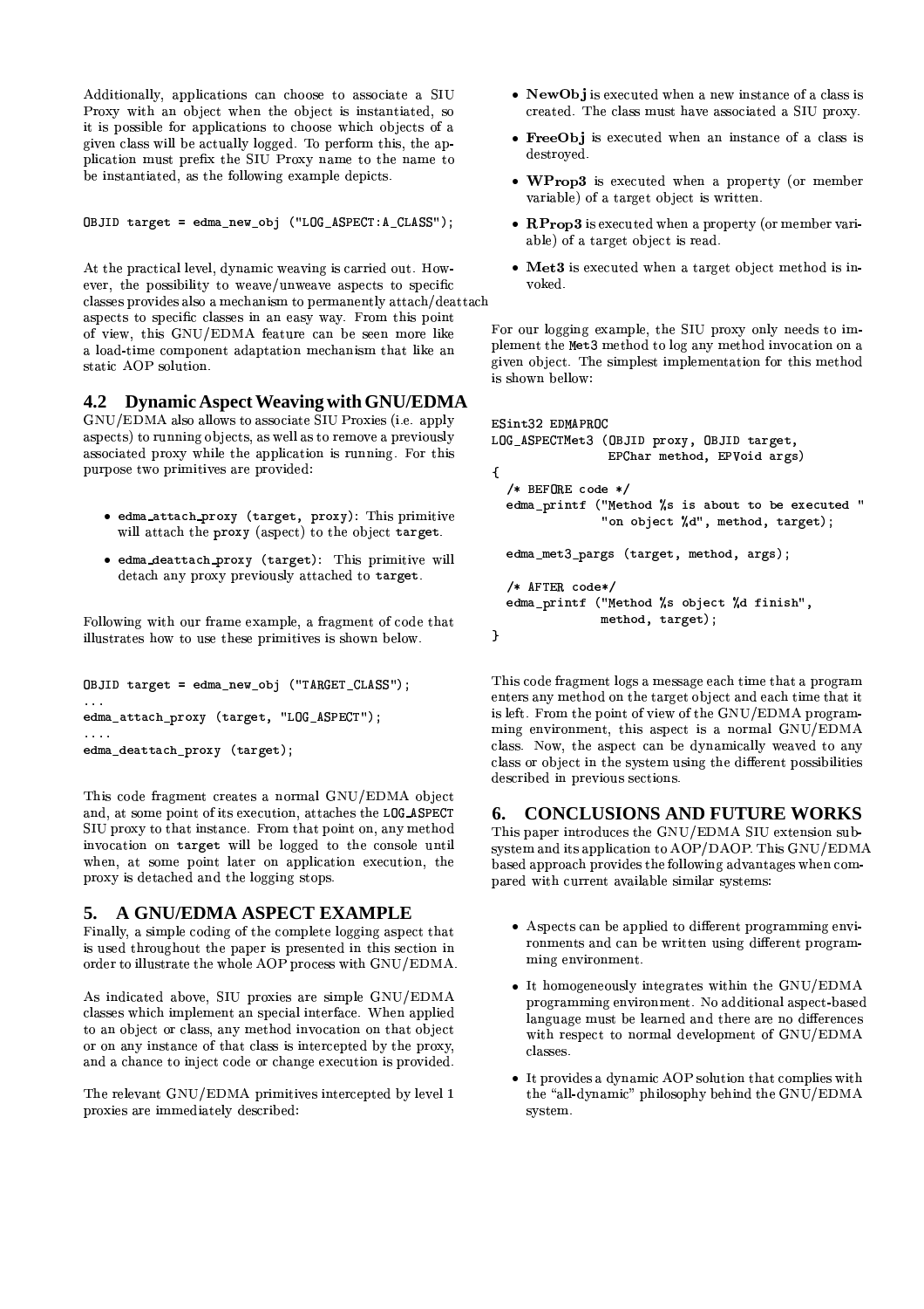Additionally, applications can choose to associate a SIU Proxy with an object when the object is instantiated, so it is possible for applications to choose which objects of a given class will be actually logged. To perform this, the application must prefix the SIU Proxy name to the name to be instantiated, as the following example depicts.

```
OBJID target = edma_new_obj ("LOG_ASPECT:A_CLASS");
```

At the practical level, dynamic weaving is carried out. However, the possibility to weave/unweave aspects to specific classes provides also a mechanism to permanently attach/deattach aspects to specific classes in an easy way. From this point of view, this GNU/EDMA feature can be seen more like a load-time component adaptation mechanism that like an static AOP solution.

### 4.2 Dynamic Aspect Weaving with GNU/EDMA

GNU/EDMA also allows to associate SIU Proxies (i.e. apply aspects) to running objects, as well as to remove a previously associated proxy while the application is running. For this purpose two primitives are provided:

- `edma_attach_proxy (target, proxy)`: This primitive will attach the `proxy` (aspect) to the object `target`.
- `edma_deattach_proxy (target)`: This primitive will detach any proxy previously attached to `target`.

Following with our frame example, a fragment of code that illustrates how to use these primitives is shown below.

```
OBJID target = edma_new_obj ("TARGET_CLASS");
...
edma_attach_proxy (target, "LOG_ASPECT");
....
edma_deattach_proxy (target);
```

This code fragment creates a normal GNU/EDMA object and, at some point of its execution, attaches the `LOG_ASPECT` SIU proxy to that instance. From that point on, any method invocation on `target` will be logged to the console until when, at some point later on application execution, the proxy is detached and the logging stops.

## 5. A GNU/EDMA ASPECT EXAMPLE

Finally, a simple coding of the complete logging aspect that is used throughout the paper is presented in this section in order to illustrate the whole AOP process with GNU/EDMA.

As indicated above, SIU proxies are simple GNU/EDMA classes which implement an special interface. When applied to an object or class, any method invocation on that object or on any instance of that class is intercepted by the proxy, and a chance to inject code or change execution is provided.

The relevant GNU/EDMA primitives intercepted by level 1 proxies are immediately described:

- **NewObj** is executed when a new instance of a class is created. The class must have associated a SIU proxy.
- **FreeObj** is executed when an instance of a class is destroyed.
- **WProp3** is executed when a property (or member variable) of a target object is written.
- **RProp3** is executed when a property (or member variable) of a target object is read.
- **Met3** is executed when a target object method is invoked.

For our logging example, the SIU proxy only needs to implement the `Met3` method to log any method invocation on a given object. The simplest implementation for this method is shown bellow:

```
ESint32 EDMAPROC
LOG_ASPECTMet3 (OBJID proxy, OBJID target,
                EPChar method, EPVoid args)
{
  /* BEFORE code */
  edma_printf ("Method %s is about to be executed "
               "on object %d", method, target);

  edma_met3_pargs (target, method, args);

  /* AFTER code*/
  edma_printf ("Method %s object %d finish",
               method, target);
}
```

This code fragment logs a message each time that a program enters any method on the target object and each time that it is left. From the point of view of the GNU/EDMA programming environment, this aspect is a normal GNU/EDMA class. Now, the aspect can be dynamically weaved to any class or object in the system using the different possibilities described in previous sections.

## 6. CONCLUSIONS AND FUTURE WORKS

This paper introduces the GNU/EDMA SIU extension subsystem and its application to AOP/DAOP. This GNU/EDMA based approach provides the following advantages when compared with current available similar systems:

- Aspects can be applied to different programming environments and can be written using different programming environment.
- It homogeneously integrates within the GNU/EDMA programming environment. No additional aspect-based language must be learned and there are no differences with respect to normal development of GNU/EDMA classes.
- It provides a dynamic AOP solution that complies with the "all-dynamic" philosophy behind the GNU/EDMA system.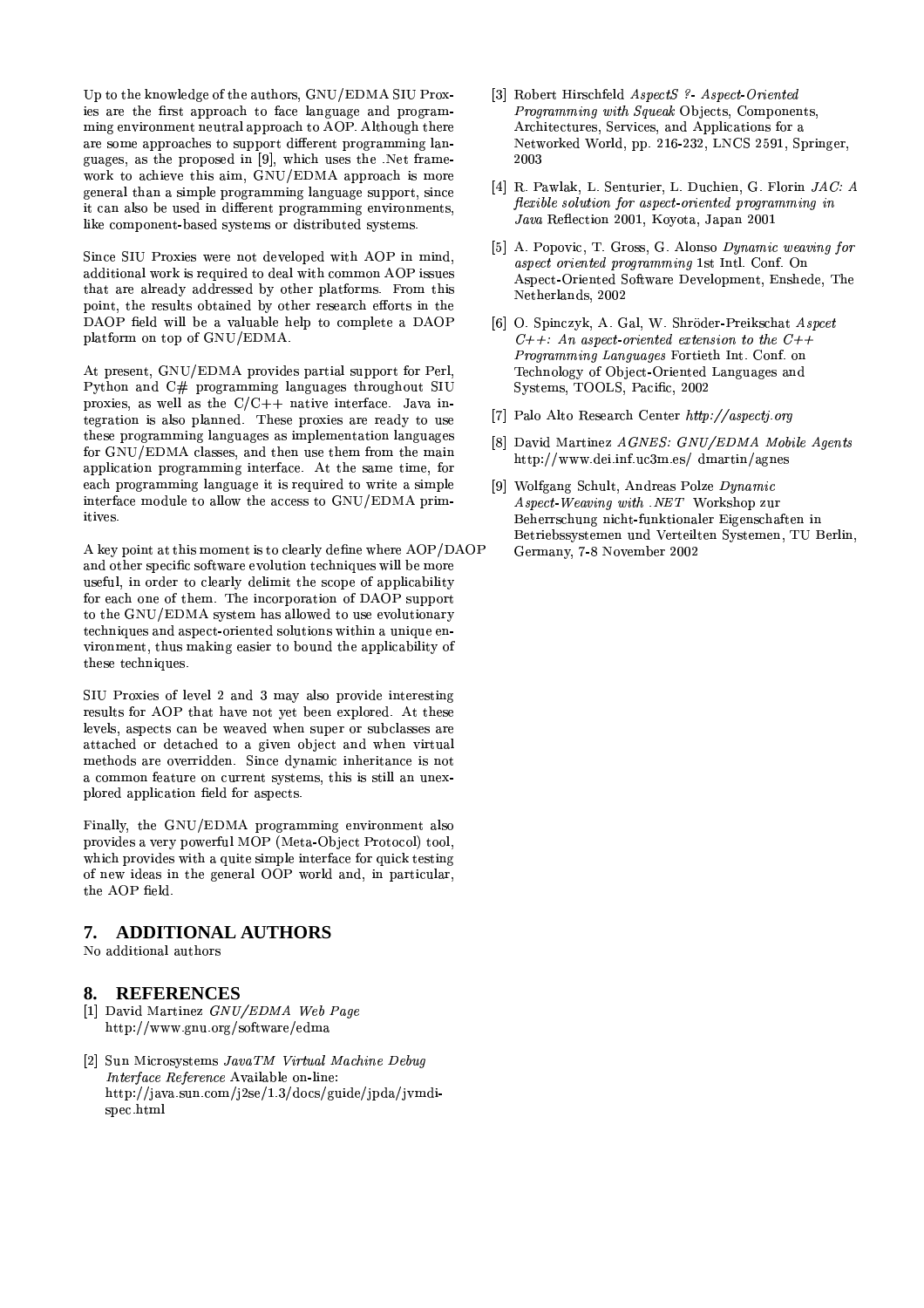Up to the knowledge of the authors, GNU/EDMA SIU Proxies are the first approach to face language and programming environment neutral approach to AOP. Although there are some approaches to support different programming languages, as the proposed in [9], which uses the .Net framework to achieve this aim, GNU/EDMA approach is more general than a simple programming language support, since it can also be used in different programming environments, like component-based systems or distributed systems.

Since SIU Proxies were not developed with AOP in mind, additional work is required to deal with common AOP issues that are already addressed by other platforms. From this point, the results obtained by other research efforts in the DAOP field will be a valuable help to complete a DAOP platform on top of GNU/EDMA.

At present, GNU/EDMA provides partial support for Perl, Python and C# programming languages throughout SIU proxies, as well as the C/C++ native interface. Java integration is also planned. These proxies are ready to use these programming languages as implementation languages for GNU/EDMA classes, and then use them from the main application programming interface. At the same time, for each programming language it is required to write a simple interface module to allow the access to GNU/EDMA primitives.

A key point at this moment is to clearly define where AOP/DAOP and other specific software evolution techniques will be more useful, in order to clearly delimit the scope of applicability for each one of them. The incorporation of DAOP support to the GNU/EDMA system has allowed to use evolutionary techniques and aspect-oriented solutions within a unique environment, thus making easier to bound the applicability of these techniques.

SIU Proxies of level 2 and 3 may also provide interesting results for AOP that have not yet been explored. At these levels, aspects can be weaved when super or subclasses are attached or detached to a given object and when virtual methods are overridden. Since dynamic inheritance is not a common feature on current systems, this is still an unexplored application field for aspects.

Finally, the GNU/EDMA programming environment also provides a very powerful MOP (Meta-Object Protocol) tool, which provides with a quite simple interface for quick testing of new ideas in the general OOP world and, in particular, the AOP field.

## 7. ADDITIONAL AUTHORS

No additional authors

## 8. REFERENCES

[1] David Martinez *GNU/EDMA Web Page* http://www.gnu.org/software/edma

[2] Sun Microsystems *JavaTM Virtual Machine Debug Interface Reference* Available on-line: http://java.sun.com/j2se/1.3/docs/guide/jpda/jvmdi-spec.html

[3] Robert Hirschfeld *AspectS ?- Aspect-Oriented Programming with Squeak* Objects, Components, Architectures, Services, and Applications for a Networked World, pp. 216-232, LNCS 2591, Springer, 2003

[4] R. Pawlak, L. Senturier, L. Duchien, G. Florin *JAC: A flexible solution for aspect-oriented programming in Java* Reflection 2001, Koyota, Japan 2001

[5] A. Popovic, T. Gross, G. Alonso *Dynamic weaving for aspect oriented programming* 1st Intl. Conf. On Aspect-Oriented Software Development, Enshede, The Netherlands, 2002

[6] O. Spinczyk, A. Gal, W. Shröder-Preikschat *Aspcet C++: An aspect-oriented extension to the C++ Programming Languages* Fortieth Int. Conf. on Technology of Object-Oriented Languages and Systems, TOOLS, Pacific, 2002

[7] Palo Alto Research Center *http://aspectj.org*

[8] David Martinez *AGNES: GNU/EDMA Mobile Agents* http://www.dei.inf.uc3m.es/ dmartin/agnes

[9] Wolfgang Schult, Andreas Polze *Dynamic Aspect-Weaving with .NET* Workshop zur Beherrschung nicht-funktionaler Eigenschaften in Betriebssystemen und Verteilten Systemen, TU Berlin, Germany, 7-8 November 2002